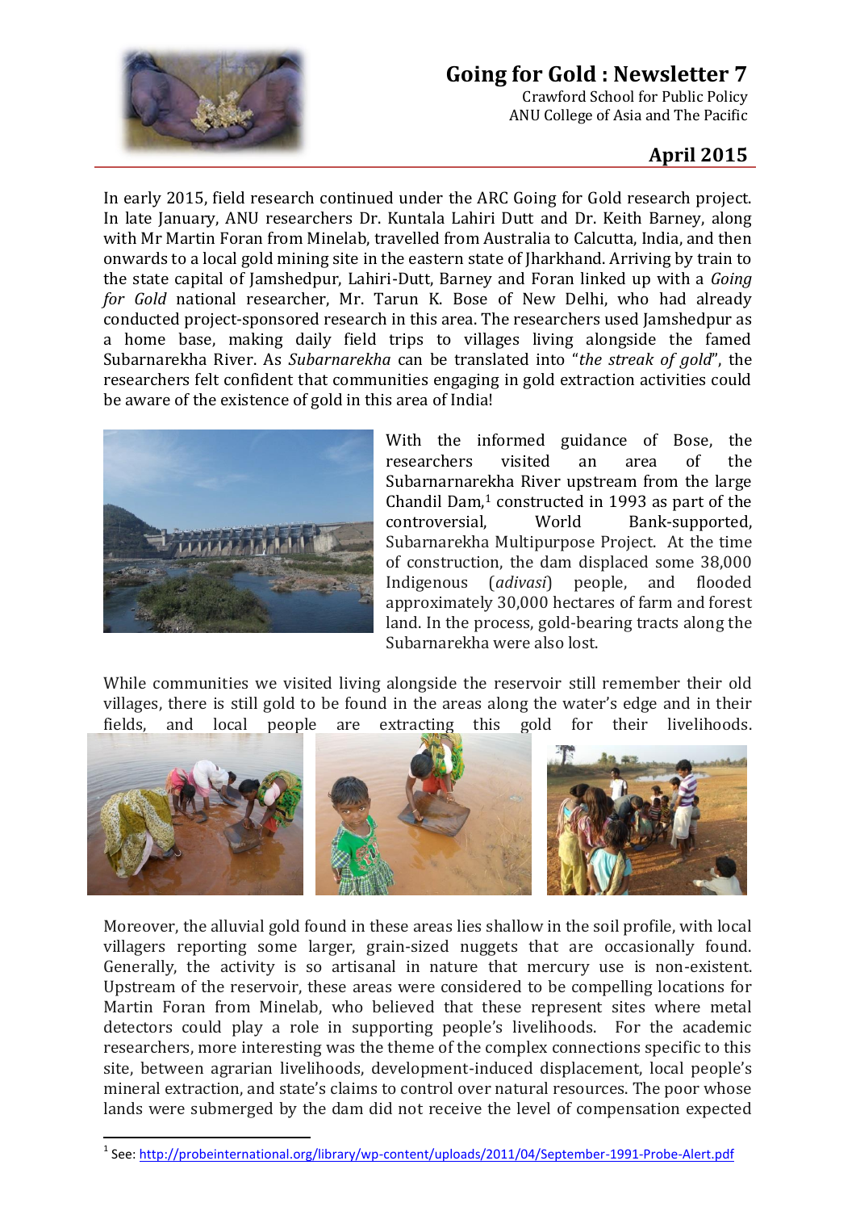# Going for Gold : Newsletter 7

Crawford School for Public Policy
ANU College of Asia and The Pacific

## April 2015

In early 2015, field research continued under the ARC Going for Gold research project. In late January, ANU researchers Dr. Kuntala Lahiri Dutt and Dr. Keith Barney, along with Mr Martin Foran from Minelab, travelled from Australia to Calcutta, India, and then onwards to a local gold mining site in the eastern state of Jharkhand. Arriving by train to the state capital of Jamshedpur, Lahiri-Dutt, Barney and Foran linked up with a *Going for Gold* national researcher, Mr. Tarun K. Bose of New Delhi, who had already conducted project-sponsored research in this area. The researchers used Jamshedpur as a home base, making daily field trips to villages living alongside the famed Subarnarekha River. As *Subarnarekha* can be translated into "*the streak of gold*", the researchers felt confident that communities engaging in gold extraction activities could be aware of the existence of gold in this area of India!

With the informed guidance of Bose, the researchers visited an area of the Subarnarnarekha River upstream from the large Chandil Dam,[1] constructed in 1993 as part of the controversial, World Bank-supported, Subarnarekha Multipurpose Project. At the time of construction, the dam displaced some 38,000 Indigenous (*adivasi*) people, and flooded approximately 30,000 hectares of farm and forest land. In the process, gold-bearing tracts along the Subarnarekha were also lost.

While communities we visited living alongside the reservoir still remember their old villages, there is still gold to be found in the areas along the water's edge and in their fields, and local people are extracting this gold for their livelihoods.

Moreover, the alluvial gold found in these areas lies shallow in the soil profile, with local villagers reporting some larger, grain-sized nuggets that are occasionally found. Generally, the activity is so artisanal in nature that mercury use is non-existent. Upstream of the reservoir, these areas were considered to be compelling locations for Martin Foran from Minelab, who believed that these represent sites where metal detectors could play a role in supporting people's livelihoods. For the academic researchers, more interesting was the theme of the complex connections specific to this site, between agrarian livelihoods, development-induced displacement, local people's mineral extraction, and state's claims to control over natural resources. The poor whose lands were submerged by the dam did not receive the level of compensation expected

[1] See: http://probeinternational.org/library/wp-content/uploads/2011/04/September-1991-Probe-Alert.pdf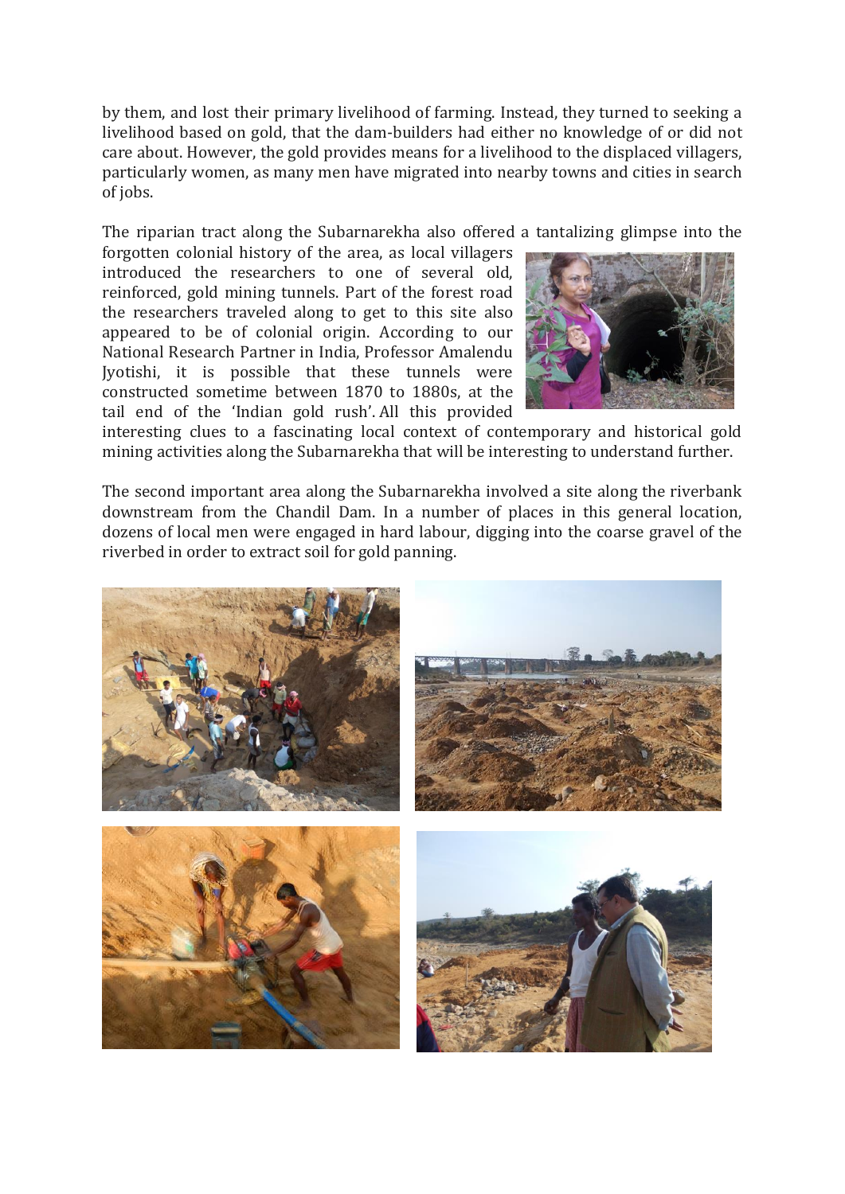by them, and lost their primary livelihood of farming. Instead, they turned to seeking a livelihood based on gold, that the dam-builders had either no knowledge of or did not care about. However, the gold provides means for a livelihood to the displaced villagers, particularly women, as many men have migrated into nearby towns and cities in search of jobs.

The riparian tract along the Subarnarekha also offered a tantalizing glimpse into the forgotten colonial history of the area, as local villagers introduced the researchers to one of several old, reinforced, gold mining tunnels. Part of the forest road the researchers traveled along to get to this site also appeared to be of colonial origin. According to our National Research Partner in India, Professor Amalendu Jyotishi, it is possible that these tunnels were constructed sometime between 1870 to 1880s, at the tail end of the 'Indian gold rush'. All this provided interesting clues to a fascinating local context of contemporary and historical gold mining activities along the Subarnarekha that will be interesting to understand further.

The second important area along the Subarnarekha involved a site along the riverbank downstream from the Chandil Dam. In a number of places in this general location, dozens of local men were engaged in hard labour, digging into the coarse gravel of the riverbed in order to extract soil for gold panning.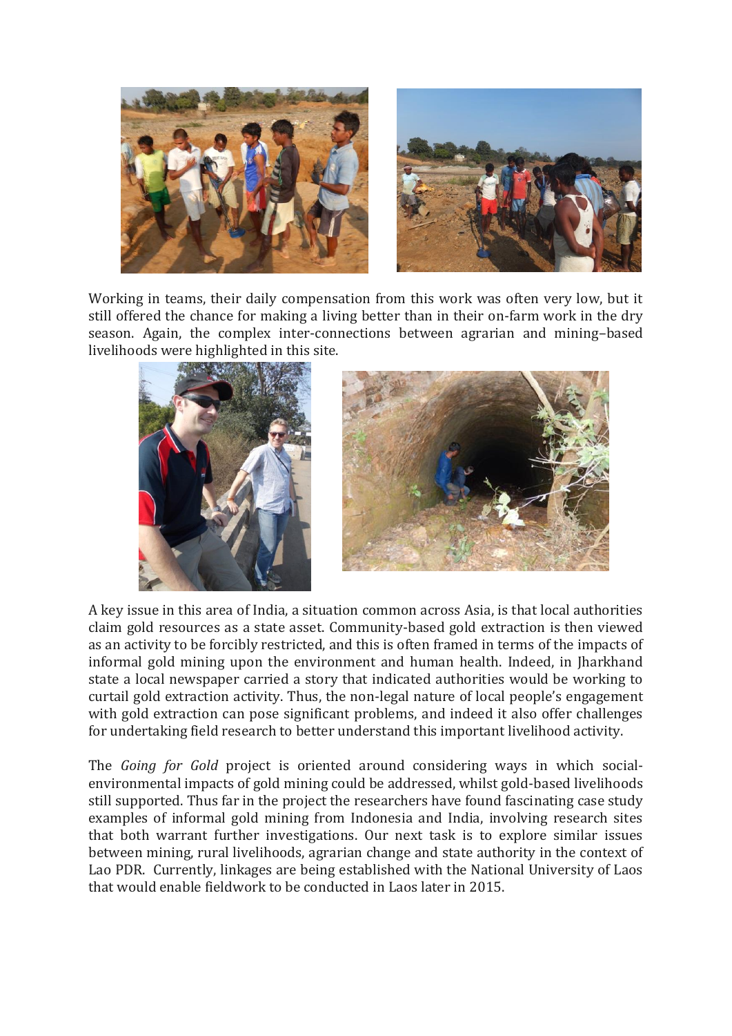Working in teams, their daily compensation from this work was often very low, but it still offered the chance for making a living better than in their on-farm work in the dry season. Again, the complex inter-connections between agrarian and mining–based livelihoods were highlighted in this site.

A key issue in this area of India, a situation common across Asia, is that local authorities claim gold resources as a state asset. Community-based gold extraction is then viewed as an activity to be forcibly restricted, and this is often framed in terms of the impacts of informal gold mining upon the environment and human health. Indeed, in Jharkhand state a local newspaper carried a story that indicated authorities would be working to curtail gold extraction activity. Thus, the non-legal nature of local people's engagement with gold extraction can pose significant problems, and indeed it also offer challenges for undertaking field research to better understand this important livelihood activity.

The *Going for Gold* project is oriented around considering ways in which social-environmental impacts of gold mining could be addressed, whilst gold-based livelihoods still supported. Thus far in the project the researchers have found fascinating case study examples of informal gold mining from Indonesia and India, involving research sites that both warrant further investigations. Our next task is to explore similar issues between mining, rural livelihoods, agrarian change and state authority in the context of Lao PDR. Currently, linkages are being established with the National University of Laos that would enable fieldwork to be conducted in Laos later in 2015.